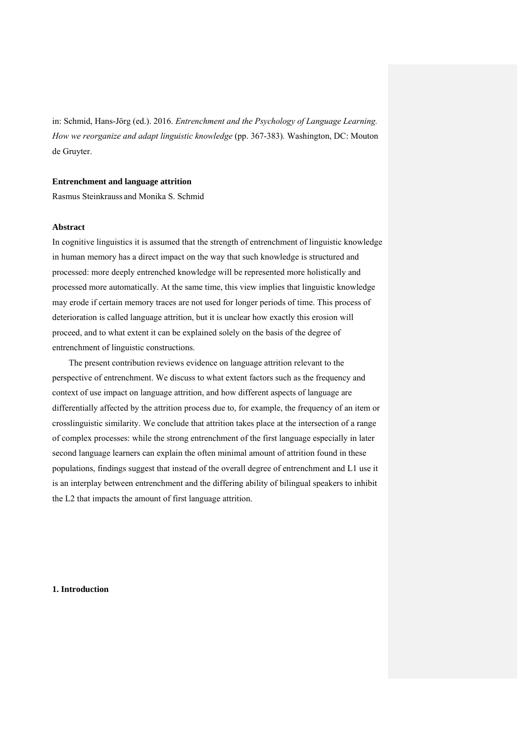in: Schmid, Hans-Jörg (ed.). 2016. *Entrenchment and the Psychology of Language Learning. How we reorganize and adapt linguistic knowledge* (pp. 367-383)*.* Washington, DC: Mouton de Gruyter.

**Entrenchment and language attrition**

Rasmus Steinkrauss and Monika S. Schmid

**Abstract**

In cognitive linguistics it is assumed that the strength of entrenchment of linguistic knowledge in human memory has a direct impact on the way that such knowledge is structured and processed: more deeply entrenched knowledge will be represented more holistically and processed more automatically. At the same time, this view implies that linguistic knowledge may erode if certain memory traces are not used for longer periods of time. This process of deterioration is called language attrition, but it is unclear how exactly this erosion will proceed, and to what extent it can be explained solely on the basis of the degree of entrenchment of linguistic constructions.

The present contribution reviews evidence on language attrition relevant to the perspective of entrenchment. We discuss to what extent factors such as the frequency and context of use impact on language attrition, and how different aspects of language are differentially affected by the attrition process due to, for example, the frequency of an item or crosslinguistic similarity. We conclude that attrition takes place at the intersection of a range of complex processes: while the strong entrenchment of the first language especially in later second language learners can explain the often minimal amount of attrition found in these populations, findings suggest that instead of the overall degree of entrenchment and L1 use it is an interplay between entrenchment and the differing ability of bilingual speakers to inhibit the L2 that impacts the amount of first language attrition.

**1. Introduction**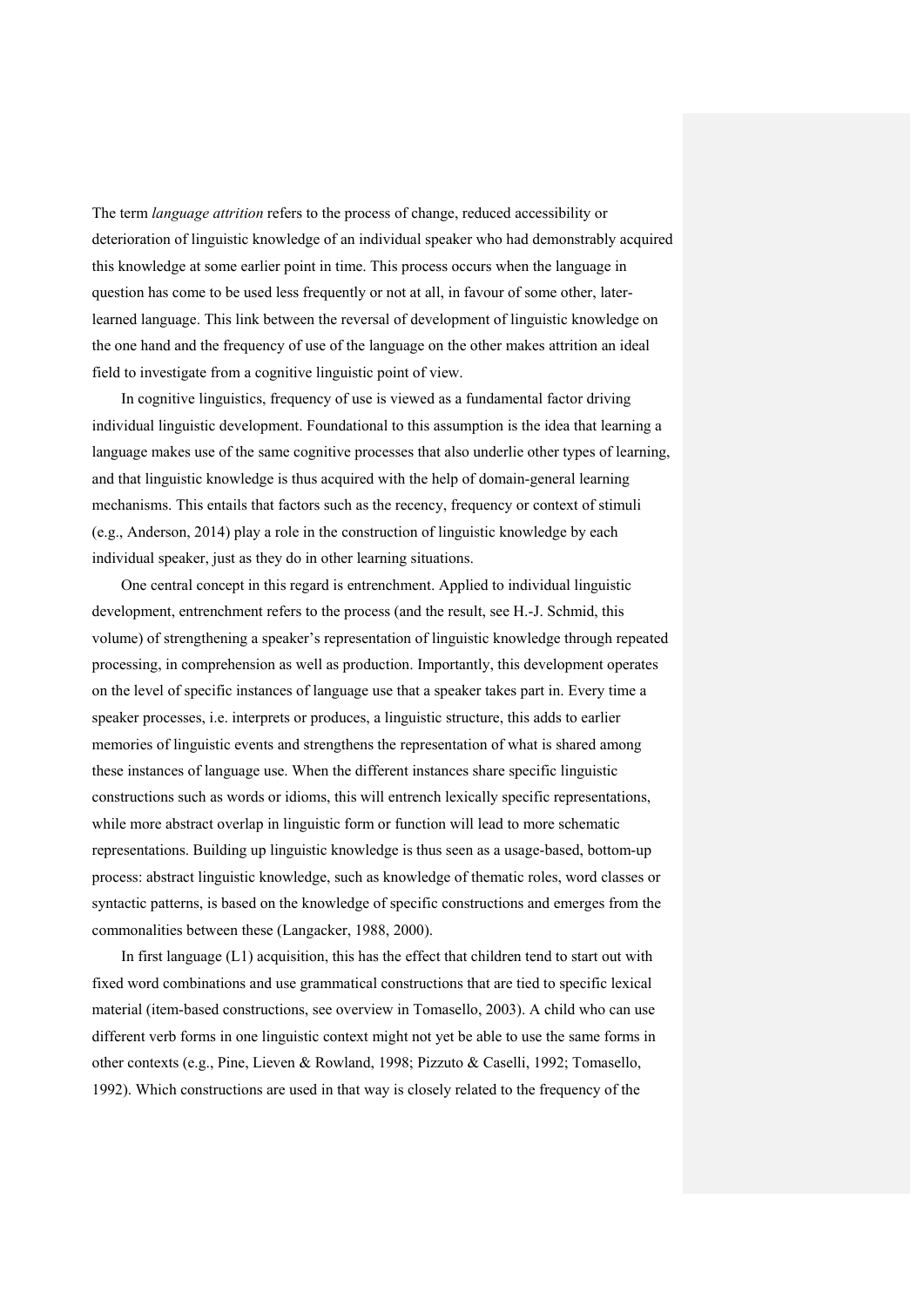The term *language attrition* refers to the process of change, reduced accessibility or deterioration of linguistic knowledge of an individual speaker who had demonstrably acquired this knowledge at some earlier point in time. This process occurs when the language in question has come to be used less frequently or not at all, in favour of some other, later-learned language. This link between the reversal of development of linguistic knowledge on the one hand and the frequency of use of the language on the other makes attrition an ideal field to investigate from a cognitive linguistic point of view.

In cognitive linguistics, frequency of use is viewed as a fundamental factor driving individual linguistic development. Foundational to this assumption is the idea that learning a language makes use of the same cognitive processes that also underlie other types of learning, and that linguistic knowledge is thus acquired with the help of domain-general learning mechanisms. This entails that factors such as the recency, frequency or context of stimuli (e.g., Anderson, 2014) play a role in the construction of linguistic knowledge by each individual speaker, just as they do in other learning situations.

One central concept in this regard is entrenchment. Applied to individual linguistic development, entrenchment refers to the process (and the result, see H.-J. Schmid, this volume) of strengthening a speaker's representation of linguistic knowledge through repeated processing, in comprehension as well as production. Importantly, this development operates on the level of specific instances of language use that a speaker takes part in. Every time a speaker processes, i.e. interprets or produces, a linguistic structure, this adds to earlier memories of linguistic events and strengthens the representation of what is shared among these instances of language use. When the different instances share specific linguistic constructions such as words or idioms, this will entrench lexically specific representations, while more abstract overlap in linguistic form or function will lead to more schematic representations. Building up linguistic knowledge is thus seen as a usage-based, bottom-up process: abstract linguistic knowledge, such as knowledge of thematic roles, word classes or syntactic patterns, is based on the knowledge of specific constructions and emerges from the commonalities between these (Langacker, 1988, 2000).

In first language (L1) acquisition, this has the effect that children tend to start out with fixed word combinations and use grammatical constructions that are tied to specific lexical material (item-based constructions, see overview in Tomasello, 2003). A child who can use different verb forms in one linguistic context might not yet be able to use the same forms in other contexts (e.g., Pine, Lieven & Rowland, 1998; Pizzuto & Caselli, 1992; Tomasello, 1992). Which constructions are used in that way is closely related to the frequency of the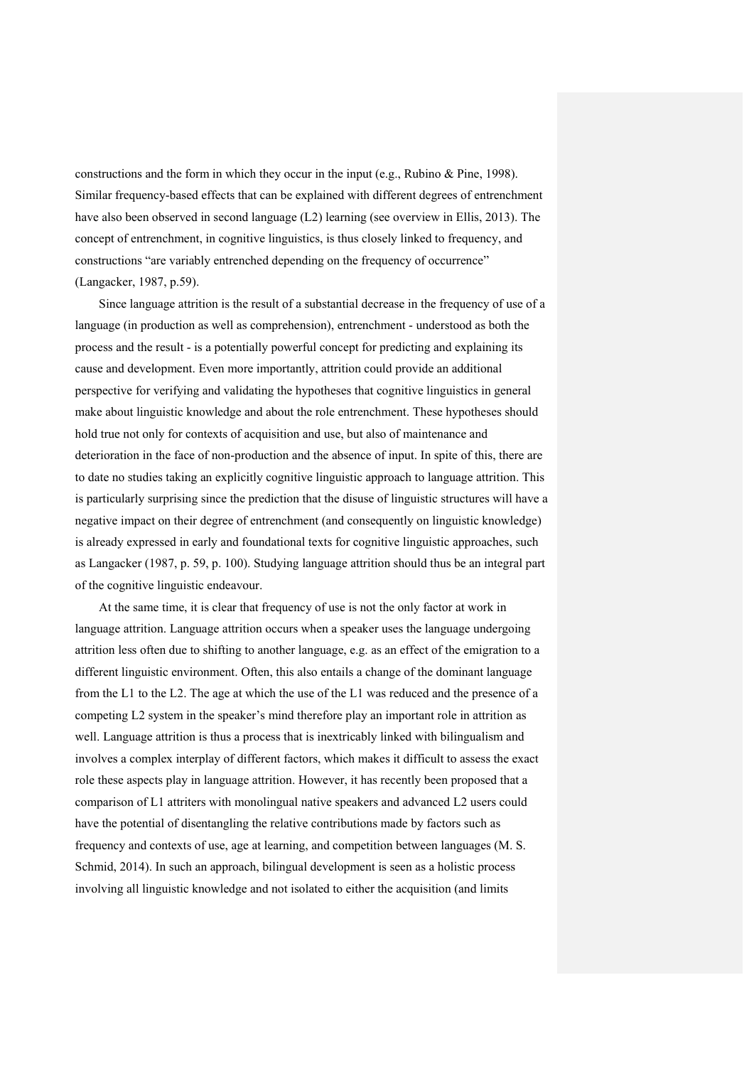constructions and the form in which they occur in the input (e.g., Rubino & Pine, 1998). Similar frequency-based effects that can be explained with different degrees of entrenchment have also been observed in second language (L2) learning (see overview in Ellis, 2013). The concept of entrenchment, in cognitive linguistics, is thus closely linked to frequency, and constructions "are variably entrenched depending on the frequency of occurrence" (Langacker, 1987, p.59).

Since language attrition is the result of a substantial decrease in the frequency of use of a language (in production as well as comprehension), entrenchment - understood as both the process and the result - is a potentially powerful concept for predicting and explaining its cause and development. Even more importantly, attrition could provide an additional perspective for verifying and validating the hypotheses that cognitive linguistics in general make about linguistic knowledge and about the role entrenchment. These hypotheses should hold true not only for contexts of acquisition and use, but also of maintenance and deterioration in the face of non-production and the absence of input. In spite of this, there are to date no studies taking an explicitly cognitive linguistic approach to language attrition. This is particularly surprising since the prediction that the disuse of linguistic structures will have a negative impact on their degree of entrenchment (and consequently on linguistic knowledge) is already expressed in early and foundational texts for cognitive linguistic approaches, such as Langacker (1987, p. 59, p. 100). Studying language attrition should thus be an integral part of the cognitive linguistic endeavour.

At the same time, it is clear that frequency of use is not the only factor at work in language attrition. Language attrition occurs when a speaker uses the language undergoing attrition less often due to shifting to another language, e.g. as an effect of the emigration to a different linguistic environment. Often, this also entails a change of the dominant language from the L1 to the L2. The age at which the use of the L1 was reduced and the presence of a competing L2 system in the speaker's mind therefore play an important role in attrition as well. Language attrition is thus a process that is inextricably linked with bilingualism and involves a complex interplay of different factors, which makes it difficult to assess the exact role these aspects play in language attrition. However, it has recently been proposed that a comparison of L1 attriters with monolingual native speakers and advanced L2 users could have the potential of disentangling the relative contributions made by factors such as frequency and contexts of use, age at learning, and competition between languages (M. S. Schmid, 2014). In such an approach, bilingual development is seen as a holistic process involving all linguistic knowledge and not isolated to either the acquisition (and limits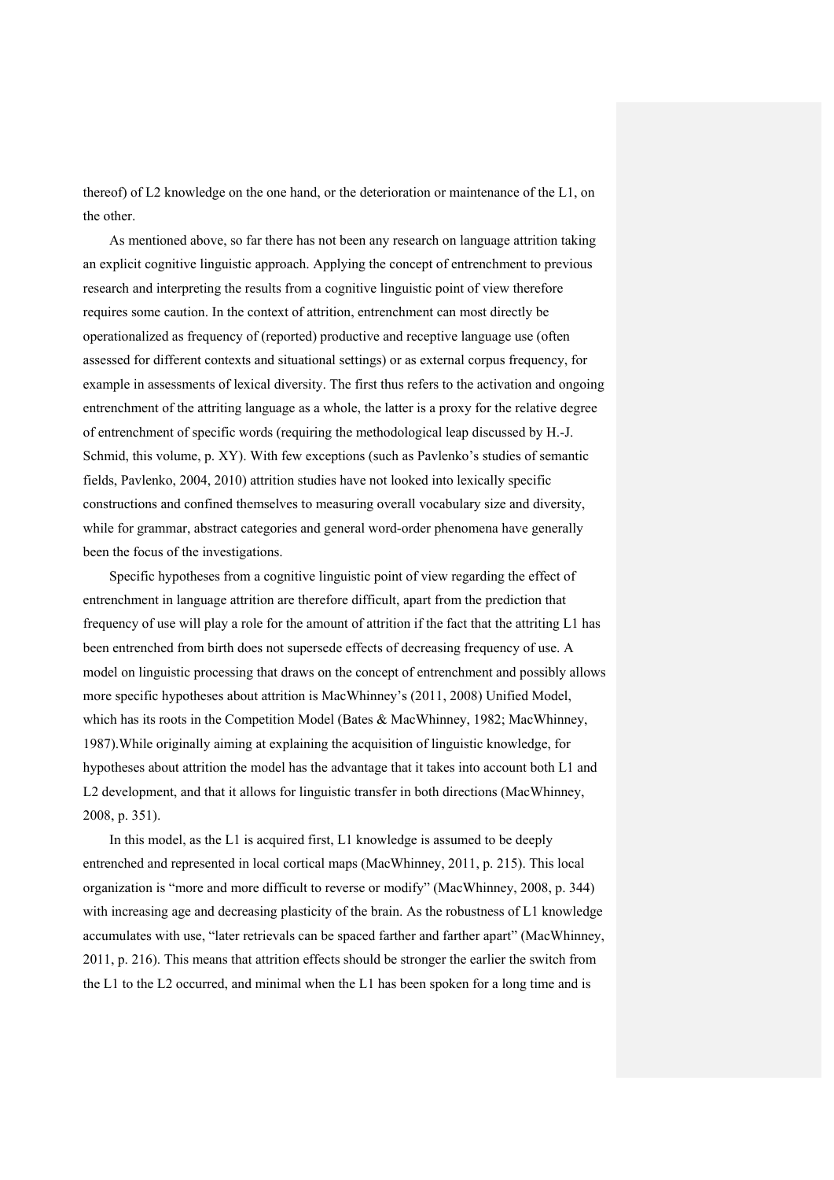thereof) of L2 knowledge on the one hand, or the deterioration or maintenance of the L1, on the other.

As mentioned above, so far there has not been any research on language attrition taking an explicit cognitive linguistic approach. Applying the concept of entrenchment to previous research and interpreting the results from a cognitive linguistic point of view therefore requires some caution. In the context of attrition, entrenchment can most directly be operationalized as frequency of (reported) productive and receptive language use (often assessed for different contexts and situational settings) or as external corpus frequency, for example in assessments of lexical diversity. The first thus refers to the activation and ongoing entrenchment of the attriting language as a whole, the latter is a proxy for the relative degree of entrenchment of specific words (requiring the methodological leap discussed by H.-J. Schmid, this volume, p. XY). With few exceptions (such as Pavlenko's studies of semantic fields, Pavlenko, 2004, 2010) attrition studies have not looked into lexically specific constructions and confined themselves to measuring overall vocabulary size and diversity, while for grammar, abstract categories and general word-order phenomena have generally been the focus of the investigations.

Specific hypotheses from a cognitive linguistic point of view regarding the effect of entrenchment in language attrition are therefore difficult, apart from the prediction that frequency of use will play a role for the amount of attrition if the fact that the attriting L1 has been entrenched from birth does not supersede effects of decreasing frequency of use. A model on linguistic processing that draws on the concept of entrenchment and possibly allows more specific hypotheses about attrition is MacWhinney's (2011, 2008) Unified Model, which has its roots in the Competition Model (Bates & MacWhinney, 1982; MacWhinney, 1987).While originally aiming at explaining the acquisition of linguistic knowledge, for hypotheses about attrition the model has the advantage that it takes into account both L1 and L2 development, and that it allows for linguistic transfer in both directions (MacWhinney, 2008, p. 351).

In this model, as the L1 is acquired first, L1 knowledge is assumed to be deeply entrenched and represented in local cortical maps (MacWhinney, 2011, p. 215). This local organization is "more and more difficult to reverse or modify" (MacWhinney, 2008, p. 344) with increasing age and decreasing plasticity of the brain. As the robustness of L1 knowledge accumulates with use, "later retrievals can be spaced farther and farther apart" (MacWhinney, 2011, p. 216). This means that attrition effects should be stronger the earlier the switch from the L1 to the L2 occurred, and minimal when the L1 has been spoken for a long time and is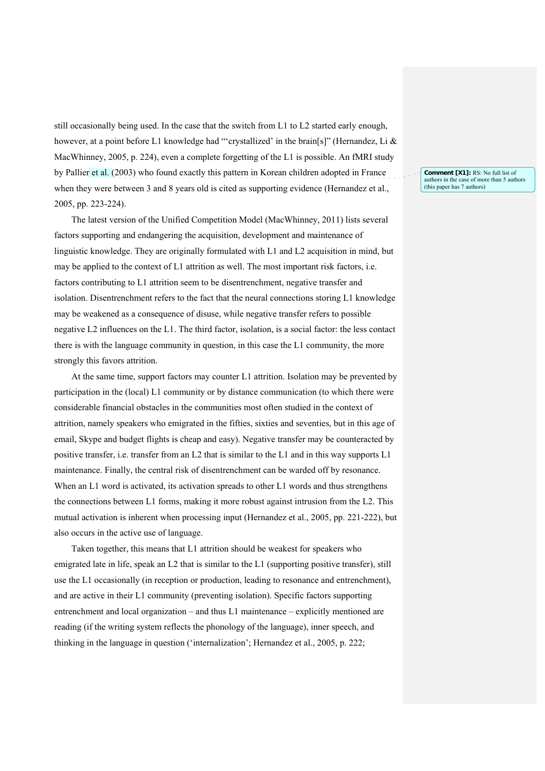still occasionally being used. In the case that the switch from L1 to L2 started early enough, however, at a point before L1 knowledge had "'crystallized' in the brain[s]" (Hernandez, Li & MacWhinney, 2005, p. 224), even a complete forgetting of the L1 is possible. An fMRI study by Pallier et al. (2003) who found exactly this pattern in Korean children adopted in France when they were between 3 and 8 years old is cited as supporting evidence (Hernandez et al., 2005, pp. 223-224).

**Comment [X1]:** RS: No full list of authors in the case of more than 5 authors (this paper has 7 authors)

The latest version of the Unified Competition Model (MacWhinney, 2011) lists several factors supporting and endangering the acquisition, development and maintenance of linguistic knowledge. They are originally formulated with L1 and L2 acquisition in mind, but may be applied to the context of L1 attrition as well. The most important risk factors, i.e. factors contributing to L1 attrition seem to be disentrenchment, negative transfer and isolation. Disentrenchment refers to the fact that the neural connections storing L1 knowledge may be weakened as a consequence of disuse, while negative transfer refers to possible negative L2 influences on the L1. The third factor, isolation, is a social factor: the less contact there is with the language community in question, in this case the L1 community, the more strongly this favors attrition.

At the same time, support factors may counter L1 attrition. Isolation may be prevented by participation in the (local) L1 community or by distance communication (to which there were considerable financial obstacles in the communities most often studied in the context of attrition, namely speakers who emigrated in the fifties, sixties and seventies, but in this age of email, Skype and budget flights is cheap and easy). Negative transfer may be counteracted by positive transfer, i.e. transfer from an L2 that is similar to the L1 and in this way supports L1 maintenance. Finally, the central risk of disentrenchment can be warded off by resonance. When an L1 word is activated, its activation spreads to other L1 words and thus strengthens the connections between L1 forms, making it more robust against intrusion from the L2. This mutual activation is inherent when processing input (Hernandez et al., 2005, pp. 221-222), but also occurs in the active use of language.

Taken together, this means that L1 attrition should be weakest for speakers who emigrated late in life, speak an L2 that is similar to the L1 (supporting positive transfer), still use the L1 occasionally (in reception or production, leading to resonance and entrenchment), and are active in their L1 community (preventing isolation). Specific factors supporting entrenchment and local organization – and thus L1 maintenance – explicitly mentioned are reading (if the writing system reflects the phonology of the language), inner speech, and thinking in the language in question ('internalization'; Hernandez et al., 2005, p. 222;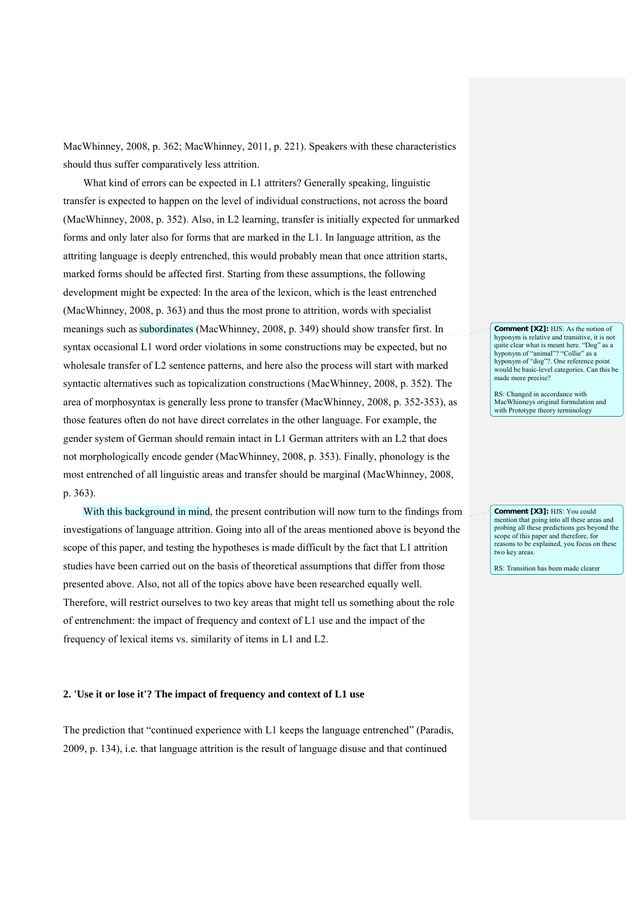MacWhinney, 2008, p. 362; MacWhinney, 2011, p. 221). Speakers with these characteristics should thus suffer comparatively less attrition.

What kind of errors can be expected in L1 attriters? Generally speaking, linguistic transfer is expected to happen on the level of individual constructions, not across the board (MacWhinney, 2008, p. 352). Also, in L2 learning, transfer is initially expected for unmarked forms and only later also for forms that are marked in the L1. In language attrition, as the attriting language is deeply entrenched, this would probably mean that once attrition starts, marked forms should be affected first. Starting from these assumptions, the following development might be expected: In the area of the lexicon, which is the least entrenched (MacWhinney, 2008, p. 363) and thus the most prone to attrition, words with specialist meanings such as subordinates (MacWhinney, 2008, p. 349) should show transfer first. In syntax occasional L1 word order violations in some constructions may be expected, but no wholesale transfer of L2 sentence patterns, and here also the process will start with marked syntactic alternatives such as topicalization constructions (MacWhinney, 2008, p. 352). The area of morphosyntax is generally less prone to transfer (MacWhinney, 2008, p. 352-353), as those features often do not have direct correlates in the other language. For example, the gender system of German should remain intact in L1 German attriters with an L2 that does not morphologically encode gender (MacWhinney, 2008, p. 353). Finally, phonology is the most entrenched of all linguistic areas and transfer should be marginal (MacWhinney, 2008, p. 363).

With this background in mind, the present contribution will now turn to the findings from investigations of language attrition. Going into all of the areas mentioned above is beyond the scope of this paper, and testing the hypotheses is made difficult by the fact that L1 attrition studies have been carried out on the basis of theoretical assumptions that differ from those presented above. Also, not all of the topics above have been researched equally well. Therefore, will restrict ourselves to two key areas that might tell us something about the role of entrenchment: the impact of frequency and context of L1 use and the impact of the frequency of lexical items vs. similarity of items in L1 and L2.

**Comment [X2]:** HJS: As the notion of hyponym is relative and transitive, it is not quite clear what is meant here. "Dog" as a hyponym of "animal"? "Collie" as a hyponym of "dog"?. One reference point would be basic-level categories. Can this be made more precise?

RS: Changed in accordance with MacWhinneys original formulation and with Prototype theory terminology

**Comment [X3]:** HJS: You could mention that going into all these areas and probing all these predictions ges beyond the scope of this paper and therefore, for reasons to be explained, you focus on these two key areas.

RS: Transition has been made clearer

## 2. 'Use it or lose it'? The impact of frequency and context of L1 use

The prediction that "continued experience with L1 keeps the language entrenched" (Paradis, 2009, p. 134), i.e. that language attrition is the result of language disuse and that continued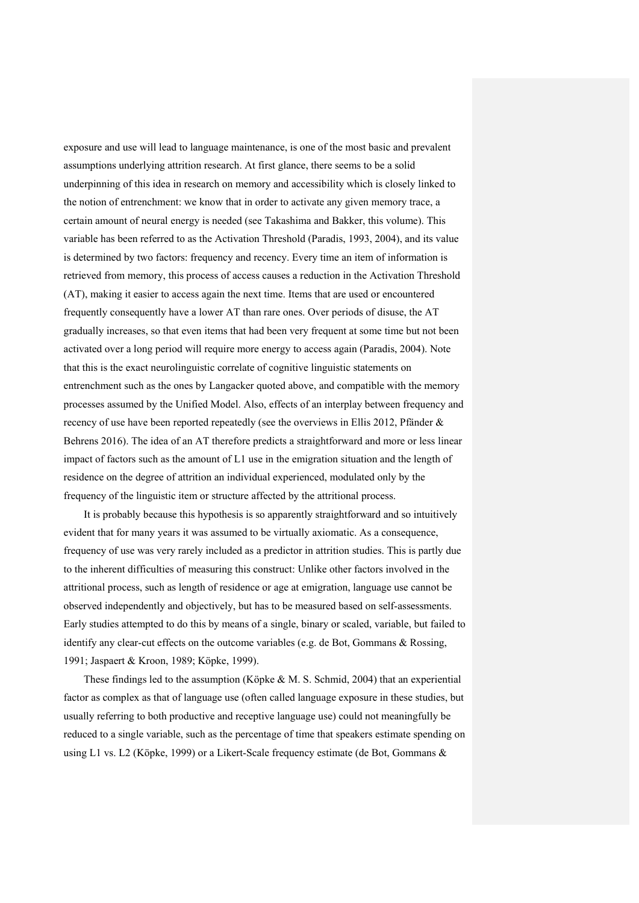exposure and use will lead to language maintenance, is one of the most basic and prevalent assumptions underlying attrition research. At first glance, there seems to be a solid underpinning of this idea in research on memory and accessibility which is closely linked to the notion of entrenchment: we know that in order to activate any given memory trace, a certain amount of neural energy is needed (see Takashima and Bakker, this volume). This variable has been referred to as the Activation Threshold (Paradis, 1993, 2004), and its value is determined by two factors: frequency and recency. Every time an item of information is retrieved from memory, this process of access causes a reduction in the Activation Threshold (AT), making it easier to access again the next time. Items that are used or encountered frequently consequently have a lower AT than rare ones. Over periods of disuse, the AT gradually increases, so that even items that had been very frequent at some time but not been activated over a long period will require more energy to access again (Paradis, 2004). Note that this is the exact neurolinguistic correlate of cognitive linguistic statements on entrenchment such as the ones by Langacker quoted above, and compatible with the memory processes assumed by the Unified Model. Also, effects of an interplay between frequency and recency of use have been reported repeatedly (see the overviews in Ellis 2012, Pfänder & Behrens 2016). The idea of an AT therefore predicts a straightforward and more or less linear impact of factors such as the amount of L1 use in the emigration situation and the length of residence on the degree of attrition an individual experienced, modulated only by the frequency of the linguistic item or structure affected by the attritional process.

It is probably because this hypothesis is so apparently straightforward and so intuitively evident that for many years it was assumed to be virtually axiomatic. As a consequence, frequency of use was very rarely included as a predictor in attrition studies. This is partly due to the inherent difficulties of measuring this construct: Unlike other factors involved in the attritional process, such as length of residence or age at emigration, language use cannot be observed independently and objectively, but has to be measured based on self-assessments. Early studies attempted to do this by means of a single, binary or scaled, variable, but failed to identify any clear-cut effects on the outcome variables (e.g. de Bot, Gommans & Rossing, 1991; Jaspaert & Kroon, 1989; Köpke, 1999).

These findings led to the assumption (Köpke & M. S. Schmid, 2004) that an experiential factor as complex as that of language use (often called language exposure in these studies, but usually referring to both productive and receptive language use) could not meaningfully be reduced to a single variable, such as the percentage of time that speakers estimate spending on using L1 vs. L2 (Köpke, 1999) or a Likert-Scale frequency estimate (de Bot, Gommans &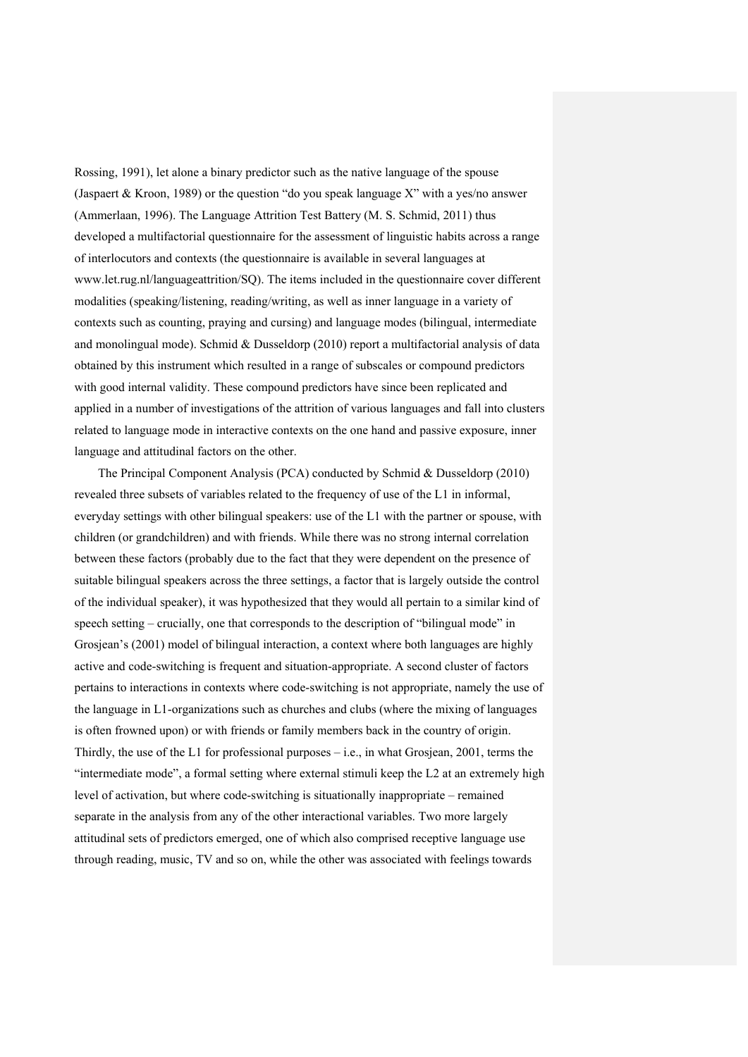Rossing, 1991), let alone a binary predictor such as the native language of the spouse (Jaspaert & Kroon, 1989) or the question "do you speak language X" with a yes/no answer (Ammerlaan, 1996). The Language Attrition Test Battery (M. S. Schmid, 2011) thus developed a multifactorial questionnaire for the assessment of linguistic habits across a range of interlocutors and contexts (the questionnaire is available in several languages at www.let.rug.nl/languageattrition/SQ). The items included in the questionnaire cover different modalities (speaking/listening, reading/writing, as well as inner language in a variety of contexts such as counting, praying and cursing) and language modes (bilingual, intermediate and monolingual mode). Schmid & Dusseldorp (2010) report a multifactorial analysis of data obtained by this instrument which resulted in a range of subscales or compound predictors with good internal validity. These compound predictors have since been replicated and applied in a number of investigations of the attrition of various languages and fall into clusters related to language mode in interactive contexts on the one hand and passive exposure, inner language and attitudinal factors on the other.

The Principal Component Analysis (PCA) conducted by Schmid & Dusseldorp (2010) revealed three subsets of variables related to the frequency of use of the L1 in informal, everyday settings with other bilingual speakers: use of the L1 with the partner or spouse, with children (or grandchildren) and with friends. While there was no strong internal correlation between these factors (probably due to the fact that they were dependent on the presence of suitable bilingual speakers across the three settings, a factor that is largely outside the control of the individual speaker), it was hypothesized that they would all pertain to a similar kind of speech setting – crucially, one that corresponds to the description of "bilingual mode" in Grosjean's (2001) model of bilingual interaction, a context where both languages are highly active and code-switching is frequent and situation-appropriate. A second cluster of factors pertains to interactions in contexts where code-switching is not appropriate, namely the use of the language in L1-organizations such as churches and clubs (where the mixing of languages is often frowned upon) or with friends or family members back in the country of origin. Thirdly, the use of the L1 for professional purposes – i.e., in what Grosjean, 2001, terms the "intermediate mode", a formal setting where external stimuli keep the L2 at an extremely high level of activation, but where code-switching is situationally inappropriate – remained separate in the analysis from any of the other interactional variables. Two more largely attitudinal sets of predictors emerged, one of which also comprised receptive language use through reading, music, TV and so on, while the other was associated with feelings towards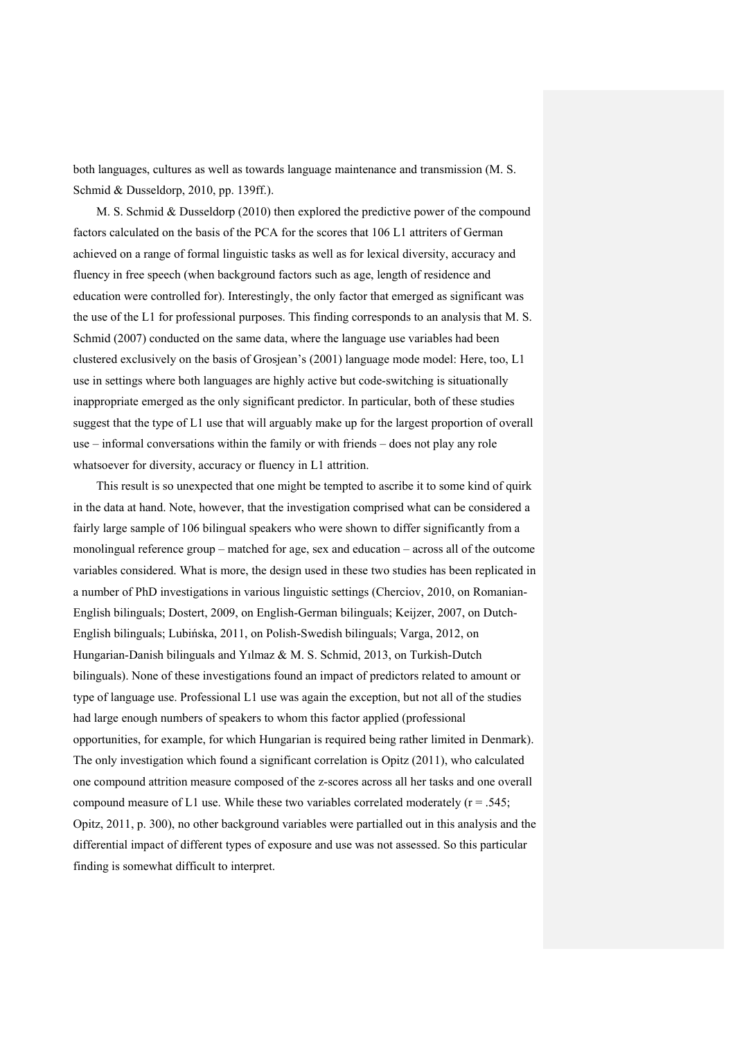both languages, cultures as well as towards language maintenance and transmission (M. S. Schmid & Dusseldorp, 2010, pp. 139ff.).

M. S. Schmid & Dusseldorp (2010) then explored the predictive power of the compound factors calculated on the basis of the PCA for the scores that 106 L1 attriters of German achieved on a range of formal linguistic tasks as well as for lexical diversity, accuracy and fluency in free speech (when background factors such as age, length of residence and education were controlled for). Interestingly, the only factor that emerged as significant was the use of the L1 for professional purposes. This finding corresponds to an analysis that M. S. Schmid (2007) conducted on the same data, where the language use variables had been clustered exclusively on the basis of Grosjean's (2001) language mode model: Here, too, L1 use in settings where both languages are highly active but code-switching is situationally inappropriate emerged as the only significant predictor. In particular, both of these studies suggest that the type of L1 use that will arguably make up for the largest proportion of overall use – informal conversations within the family or with friends – does not play any role whatsoever for diversity, accuracy or fluency in L1 attrition.

This result is so unexpected that one might be tempted to ascribe it to some kind of quirk in the data at hand. Note, however, that the investigation comprised what can be considered a fairly large sample of 106 bilingual speakers who were shown to differ significantly from a monolingual reference group – matched for age, sex and education – across all of the outcome variables considered. What is more, the design used in these two studies has been replicated in a number of PhD investigations in various linguistic settings (Cherciov, 2010, on Romanian-English bilinguals; Dostert, 2009, on English-German bilinguals; Keijzer, 2007, on Dutch-English bilinguals; Lubińska, 2011, on Polish-Swedish bilinguals; Varga, 2012, on Hungarian-Danish bilinguals and Yılmaz & M. S. Schmid, 2013, on Turkish-Dutch bilinguals). None of these investigations found an impact of predictors related to amount or type of language use. Professional L1 use was again the exception, but not all of the studies had large enough numbers of speakers to whom this factor applied (professional opportunities, for example, for which Hungarian is required being rather limited in Denmark). The only investigation which found a significant correlation is Opitz (2011), who calculated one compound attrition measure composed of the z-scores across all her tasks and one overall compound measure of L1 use. While these two variables correlated moderately ($r = .545$; Opitz, 2011, p. 300), no other background variables were partialled out in this analysis and the differential impact of different types of exposure and use was not assessed. So this particular finding is somewhat difficult to interpret.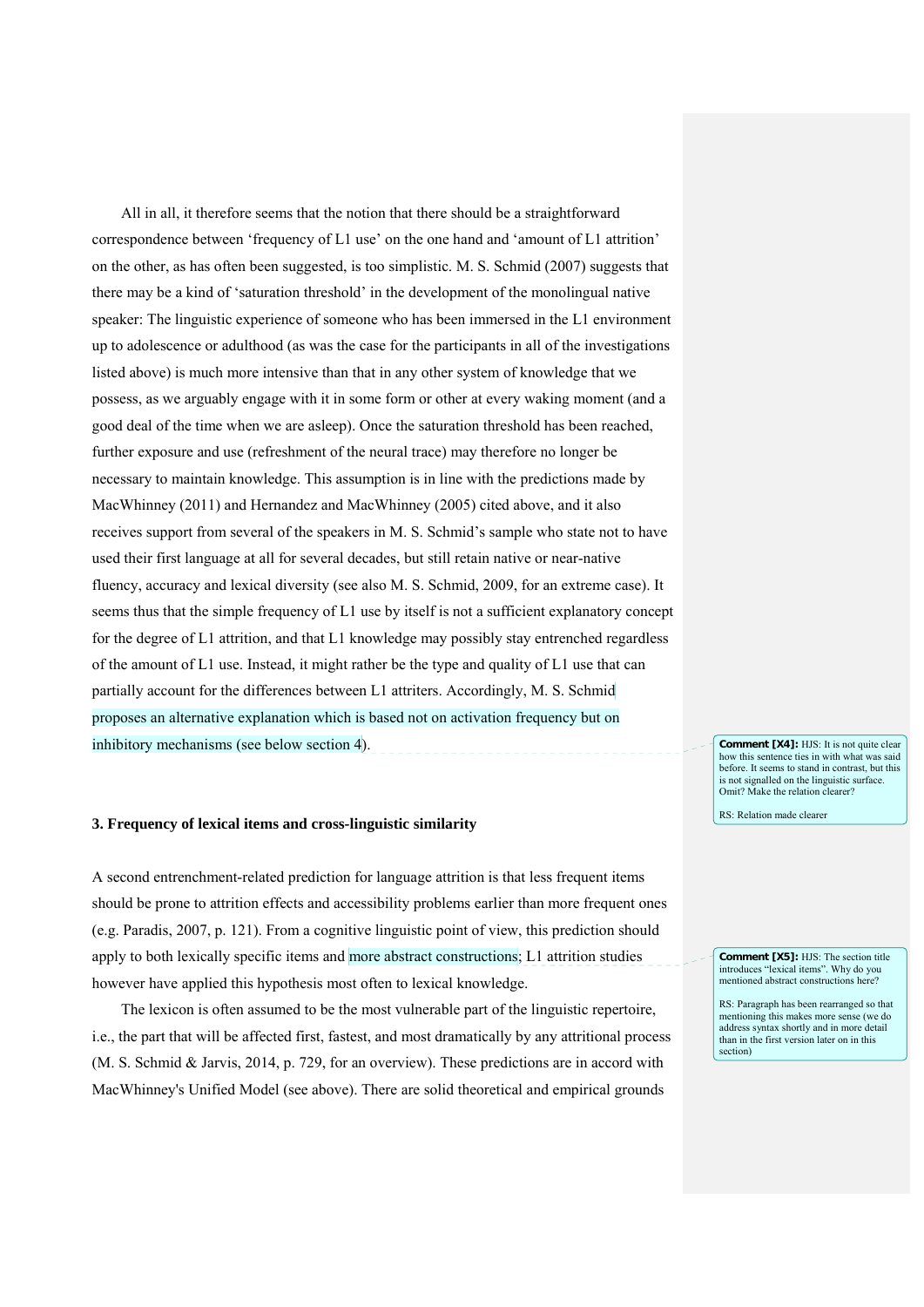All in all, it therefore seems that the notion that there should be a straightforward correspondence between 'frequency of L1 use' on the one hand and 'amount of L1 attrition' on the other, as has often been suggested, is too simplistic. M. S. Schmid (2007) suggests that there may be a kind of 'saturation threshold' in the development of the monolingual native speaker: The linguistic experience of someone who has been immersed in the L1 environment up to adolescence or adulthood (as was the case for the participants in all of the investigations listed above) is much more intensive than that in any other system of knowledge that we possess, as we arguably engage with it in some form or other at every waking moment (and a good deal of the time when we are asleep). Once the saturation threshold has been reached, further exposure and use (refreshment of the neural trace) may therefore no longer be necessary to maintain knowledge. This assumption is in line with the predictions made by MacWhinney (2011) and Hernandez and MacWhinney (2005) cited above, and it also receives support from several of the speakers in M. S. Schmid's sample who state not to have used their first language at all for several decades, but still retain native or near-native fluency, accuracy and lexical diversity (see also M. S. Schmid, 2009, for an extreme case). It seems thus that the simple frequency of L1 use by itself is not a sufficient explanatory concept for the degree of L1 attrition, and that L1 knowledge may possibly stay entrenched regardless of the amount of L1 use. Instead, it might rather be the type and quality of L1 use that can partially account for the differences between L1 attriters. Accordingly, M. S. Schmid proposes an alternative explanation which is based not on activation frequency but on inhibitory mechanisms (see below section 4).

**Comment [X4]:** HJS: It is not quite clear how this sentence ties in with what was said before. It seems to stand in contrast, but this is not signalled on the linguistic surface. Omit? Make the relation clearer?

RS: Relation made clearer

### 3. Frequency of lexical items and cross-linguistic similarity

A second entrenchment-related prediction for language attrition is that less frequent items should be prone to attrition effects and accessibility problems earlier than more frequent ones (e.g. Paradis, 2007, p. 121). From a cognitive linguistic point of view, this prediction should apply to both lexically specific items and more abstract constructions; L1 attrition studies however have applied this hypothesis most often to lexical knowledge.

**Comment [X5]:** HJS: The section title introduces "lexical items". Why do you mentioned abstract constructions here?

RS: Paragraph has been rearranged so that mentioning this makes more sense (we do address syntax shortly and in more detail than in the first version later on in this section)

The lexicon is often assumed to be the most vulnerable part of the linguistic repertoire, i.e., the part that will be affected first, fastest, and most dramatically by any attritional process (M. S. Schmid & Jarvis, 2014, p. 729, for an overview). These predictions are in accord with MacWhinney's Unified Model (see above). There are solid theoretical and empirical grounds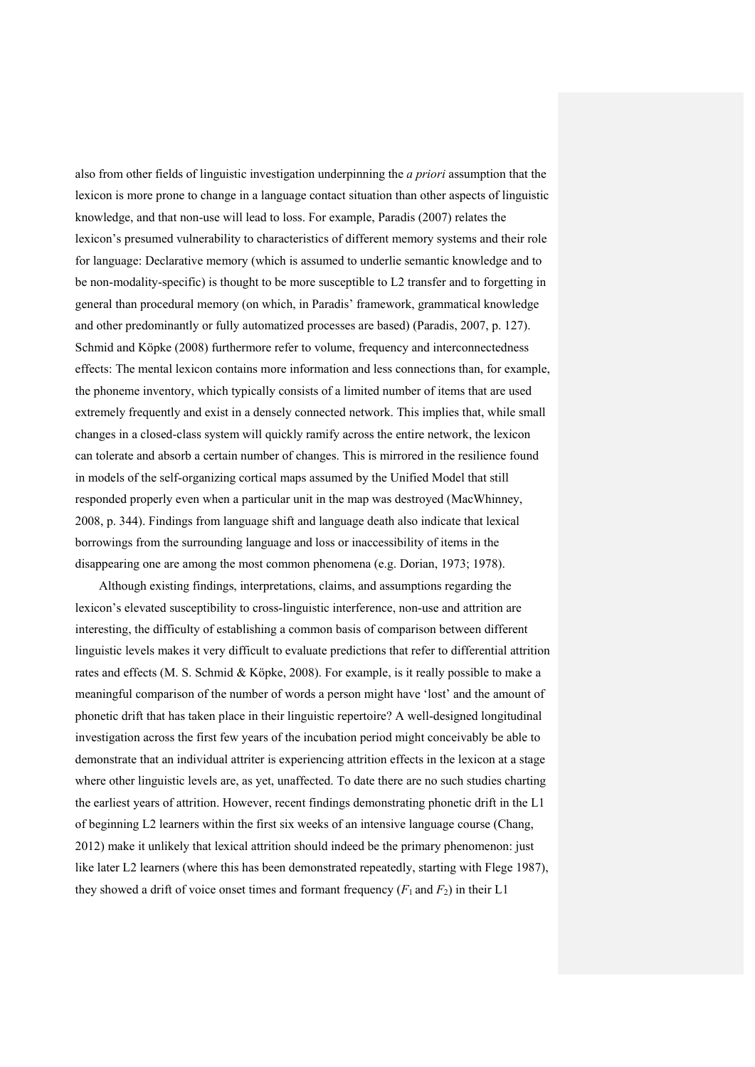also from other fields of linguistic investigation underpinning the *a priori* assumption that the lexicon is more prone to change in a language contact situation than other aspects of linguistic knowledge, and that non-use will lead to loss. For example, Paradis (2007) relates the lexicon's presumed vulnerability to characteristics of different memory systems and their role for language: Declarative memory (which is assumed to underlie semantic knowledge and to be non-modality-specific) is thought to be more susceptible to L2 transfer and to forgetting in general than procedural memory (on which, in Paradis' framework, grammatical knowledge and other predominantly or fully automatized processes are based) (Paradis, 2007, p. 127). Schmid and Köpke (2008) furthermore refer to volume, frequency and interconnectedness effects: The mental lexicon contains more information and less connections than, for example, the phoneme inventory, which typically consists of a limited number of items that are used extremely frequently and exist in a densely connected network. This implies that, while small changes in a closed-class system will quickly ramify across the entire network, the lexicon can tolerate and absorb a certain number of changes. This is mirrored in the resilience found in models of the self-organizing cortical maps assumed by the Unified Model that still responded properly even when a particular unit in the map was destroyed (MacWhinney, 2008, p. 344). Findings from language shift and language death also indicate that lexical borrowings from the surrounding language and loss or inaccessibility of items in the disappearing one are among the most common phenomena (e.g. Dorian, 1973; 1978).

Although existing findings, interpretations, claims, and assumptions regarding the lexicon's elevated susceptibility to cross-linguistic interference, non-use and attrition are interesting, the difficulty of establishing a common basis of comparison between different linguistic levels makes it very difficult to evaluate predictions that refer to differential attrition rates and effects (M. S. Schmid & Köpke, 2008). For example, is it really possible to make a meaningful comparison of the number of words a person might have 'lost' and the amount of phonetic drift that has taken place in their linguistic repertoire? A well-designed longitudinal investigation across the first few years of the incubation period might conceivably be able to demonstrate that an individual attriter is experiencing attrition effects in the lexicon at a stage where other linguistic levels are, as yet, unaffected. To date there are no such studies charting the earliest years of attrition. However, recent findings demonstrating phonetic drift in the L1 of beginning L2 learners within the first six weeks of an intensive language course (Chang, 2012) make it unlikely that lexical attrition should indeed be the primary phenomenon: just like later L2 learners (where this has been demonstrated repeatedly, starting with Flege 1987), they showed a drift of voice onset times and formant frequency ($F_1$ and $F_2$) in their L1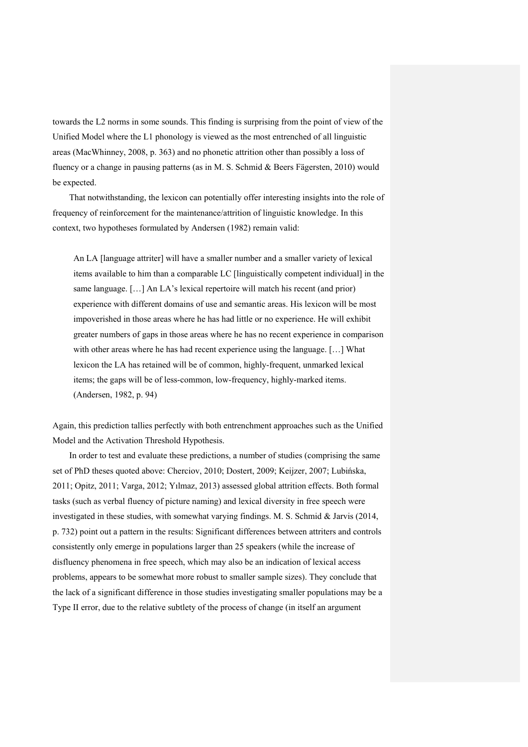towards the L2 norms in some sounds. This finding is surprising from the point of view of the Unified Model where the L1 phonology is viewed as the most entrenched of all linguistic areas (MacWhinney, 2008, p. 363) and no phonetic attrition other than possibly a loss of fluency or a change in pausing patterns (as in M. S. Schmid & Beers Fägersten, 2010) would be expected.

That notwithstanding, the lexicon can potentially offer interesting insights into the role of frequency of reinforcement for the maintenance/attrition of linguistic knowledge. In this context, two hypotheses formulated by Andersen (1982) remain valid:

> An LA [language attriter] will have a smaller number and a smaller variety of lexical items available to him than a comparable LC [linguistically competent individual] in the same language. […] An LA's lexical repertoire will match his recent (and prior) experience with different domains of use and semantic areas. His lexicon will be most impoverished in those areas where he has had little or no experience. He will exhibit greater numbers of gaps in those areas where he has no recent experience in comparison with other areas where he has had recent experience using the language. […] What lexicon the LA has retained will be of common, highly-frequent, unmarked lexical items; the gaps will be of less-common, low-frequency, highly-marked items. (Andersen, 1982, p. 94)

Again, this prediction tallies perfectly with both entrenchment approaches such as the Unified Model and the Activation Threshold Hypothesis.

In order to test and evaluate these predictions, a number of studies (comprising the same set of PhD theses quoted above: Cherciov, 2010; Dostert, 2009; Keijzer, 2007; Lubińska, 2011; Opitz, 2011; Varga, 2012; Yılmaz, 2013) assessed global attrition effects. Both formal tasks (such as verbal fluency of picture naming) and lexical diversity in free speech were investigated in these studies, with somewhat varying findings. M. S. Schmid & Jarvis (2014, p. 732) point out a pattern in the results: Significant differences between attriters and controls consistently only emerge in populations larger than 25 speakers (while the increase of disfluency phenomena in free speech, which may also be an indication of lexical access problems, appears to be somewhat more robust to smaller sample sizes). They conclude that the lack of a significant difference in those studies investigating smaller populations may be a Type II error, due to the relative subtlety of the process of change (in itself an argument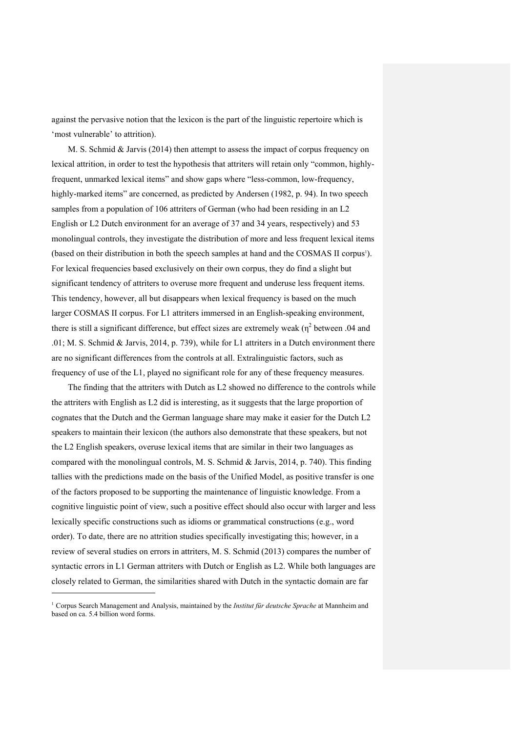against the pervasive notion that the lexicon is the part of the linguistic repertoire which is 'most vulnerable' to attrition).

M. S. Schmid & Jarvis (2014) then attempt to assess the impact of corpus frequency on lexical attrition, in order to test the hypothesis that attriters will retain only "common, highly-frequent, unmarked lexical items" and show gaps where "less-common, low-frequency, highly-marked items" are concerned, as predicted by Andersen (1982, p. 94). In two speech samples from a population of 106 attriters of German (who had been residing in an L2 English or L2 Dutch environment for an average of 37 and 34 years, respectively) and 53 monolingual controls, they investigate the distribution of more and less frequent lexical items (based on their distribution in both the speech samples at hand and the COSMAS II corpus[1]). For lexical frequencies based exclusively on their own corpus, they do find a slight but significant tendency of attriters to overuse more frequent and underuse less frequent items. This tendency, however, all but disappears when lexical frequency is based on the much larger COSMAS II corpus. For L1 attriters immersed in an English-speaking environment, there is still a significant difference, but effect sizes are extremely weak ($\eta^2$ between .04 and .01; M. S. Schmid & Jarvis, 2014, p. 739), while for L1 attriters in a Dutch environment there are no significant differences from the controls at all. Extralinguistic factors, such as frequency of use of the L1, played no significant role for any of these frequency measures.

The finding that the attriters with Dutch as L2 showed no difference to the controls while the attriters with English as L2 did is interesting, as it suggests that the large proportion of cognates that the Dutch and the German language share may make it easier for the Dutch L2 speakers to maintain their lexicon (the authors also demonstrate that these speakers, but not the L2 English speakers, overuse lexical items that are similar in their two languages as compared with the monolingual controls, M. S. Schmid & Jarvis, 2014, p. 740). This finding tallies with the predictions made on the basis of the Unified Model, as positive transfer is one of the factors proposed to be supporting the maintenance of linguistic knowledge. From a cognitive linguistic point of view, such a positive effect should also occur with larger and less lexically specific constructions such as idioms or grammatical constructions (e.g., word order). To date, there are no attrition studies specifically investigating this; however, in a review of several studies on errors in attriters, M. S. Schmid (2013) compares the number of syntactic errors in L1 German attriters with Dutch or English as L2. While both languages are closely related to German, the similarities shared with Dutch in the syntactic domain are far

[1] Corpus Search Management and Analysis, maintained by the *Institut für deutsche Sprache* at Mannheim and based on ca. 5.4 billion word forms.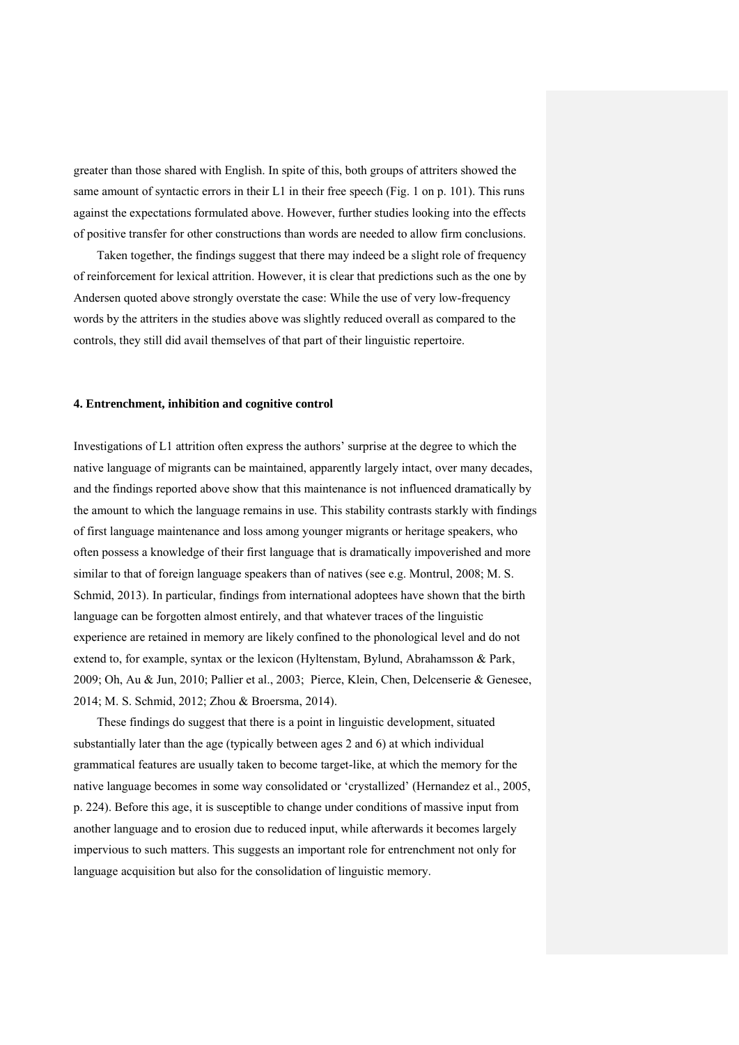greater than those shared with English. In spite of this, both groups of attriters showed the same amount of syntactic errors in their L1 in their free speech (Fig. 1 on p. 101). This runs against the expectations formulated above. However, further studies looking into the effects of positive transfer for other constructions than words are needed to allow firm conclusions.

Taken together, the findings suggest that there may indeed be a slight role of frequency of reinforcement for lexical attrition. However, it is clear that predictions such as the one by Andersen quoted above strongly overstate the case: While the use of very low-frequency words by the attriters in the studies above was slightly reduced overall as compared to the controls, they still did avail themselves of that part of their linguistic repertoire.

#### 4. Entrenchment, inhibition and cognitive control

Investigations of L1 attrition often express the authors' surprise at the degree to which the native language of migrants can be maintained, apparently largely intact, over many decades, and the findings reported above show that this maintenance is not influenced dramatically by the amount to which the language remains in use. This stability contrasts starkly with findings of first language maintenance and loss among younger migrants or heritage speakers, who often possess a knowledge of their first language that is dramatically impoverished and more similar to that of foreign language speakers than of natives (see e.g. Montrul, 2008; M. S. Schmid, 2013). In particular, findings from international adoptees have shown that the birth language can be forgotten almost entirely, and that whatever traces of the linguistic experience are retained in memory are likely confined to the phonological level and do not extend to, for example, syntax or the lexicon (Hyltenstam, Bylund, Abrahamsson & Park, 2009; Oh, Au & Jun, 2010; Pallier et al., 2003; Pierce, Klein, Chen, Delcenserie & Genesee, 2014; M. S. Schmid, 2012; Zhou & Broersma, 2014).

These findings do suggest that there is a point in linguistic development, situated substantially later than the age (typically between ages 2 and 6) at which individual grammatical features are usually taken to become target-like, at which the memory for the native language becomes in some way consolidated or 'crystallized' (Hernandez et al., 2005, p. 224). Before this age, it is susceptible to change under conditions of massive input from another language and to erosion due to reduced input, while afterwards it becomes largely impervious to such matters. This suggests an important role for entrenchment not only for language acquisition but also for the consolidation of linguistic memory.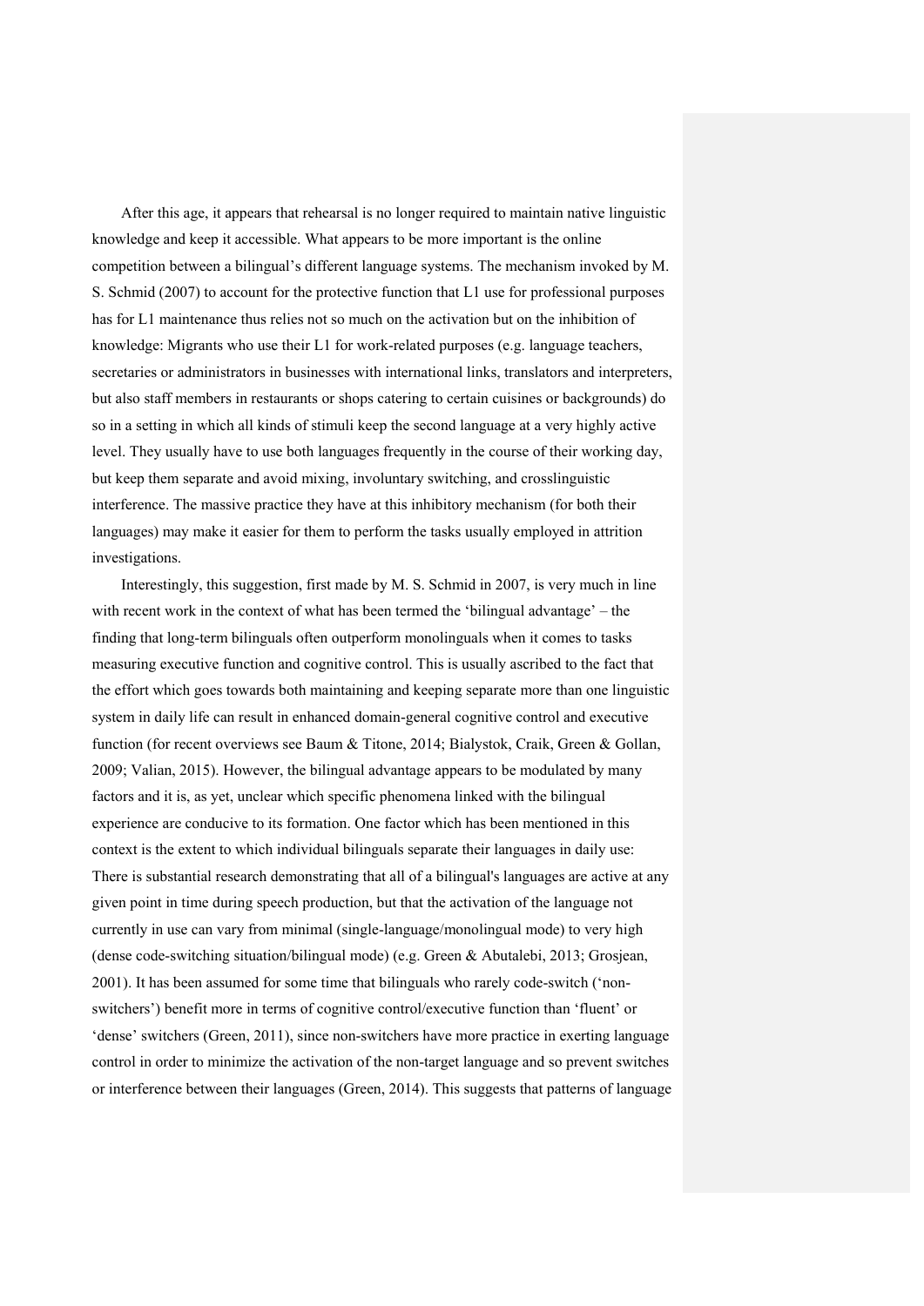After this age, it appears that rehearsal is no longer required to maintain native linguistic knowledge and keep it accessible. What appears to be more important is the online competition between a bilingual's different language systems. The mechanism invoked by M. S. Schmid (2007) to account for the protective function that L1 use for professional purposes has for L1 maintenance thus relies not so much on the activation but on the inhibition of knowledge: Migrants who use their L1 for work-related purposes (e.g. language teachers, secretaries or administrators in businesses with international links, translators and interpreters, but also staff members in restaurants or shops catering to certain cuisines or backgrounds) do so in a setting in which all kinds of stimuli keep the second language at a very highly active level. They usually have to use both languages frequently in the course of their working day, but keep them separate and avoid mixing, involuntary switching, and crosslinguistic interference. The massive practice they have at this inhibitory mechanism (for both their languages) may make it easier for them to perform the tasks usually employed in attrition investigations.

Interestingly, this suggestion, first made by M. S. Schmid in 2007, is very much in line with recent work in the context of what has been termed the 'bilingual advantage' – the finding that long-term bilinguals often outperform monolinguals when it comes to tasks measuring executive function and cognitive control. This is usually ascribed to the fact that the effort which goes towards both maintaining and keeping separate more than one linguistic system in daily life can result in enhanced domain-general cognitive control and executive function (for recent overviews see Baum & Titone, 2014; Bialystok, Craik, Green & Gollan, 2009; Valian, 2015). However, the bilingual advantage appears to be modulated by many factors and it is, as yet, unclear which specific phenomena linked with the bilingual experience are conducive to its formation. One factor which has been mentioned in this context is the extent to which individual bilinguals separate their languages in daily use: There is substantial research demonstrating that all of a bilingual's languages are active at any given point in time during speech production, but that the activation of the language not currently in use can vary from minimal (single-language/monolingual mode) to very high (dense code-switching situation/bilingual mode) (e.g. Green & Abutalebi, 2013; Grosjean, 2001). It has been assumed for some time that bilinguals who rarely code-switch ('non-switchers') benefit more in terms of cognitive control/executive function than 'fluent' or 'dense' switchers (Green, 2011), since non-switchers have more practice in exerting language control in order to minimize the activation of the non-target language and so prevent switches or interference between their languages (Green, 2014). This suggests that patterns of language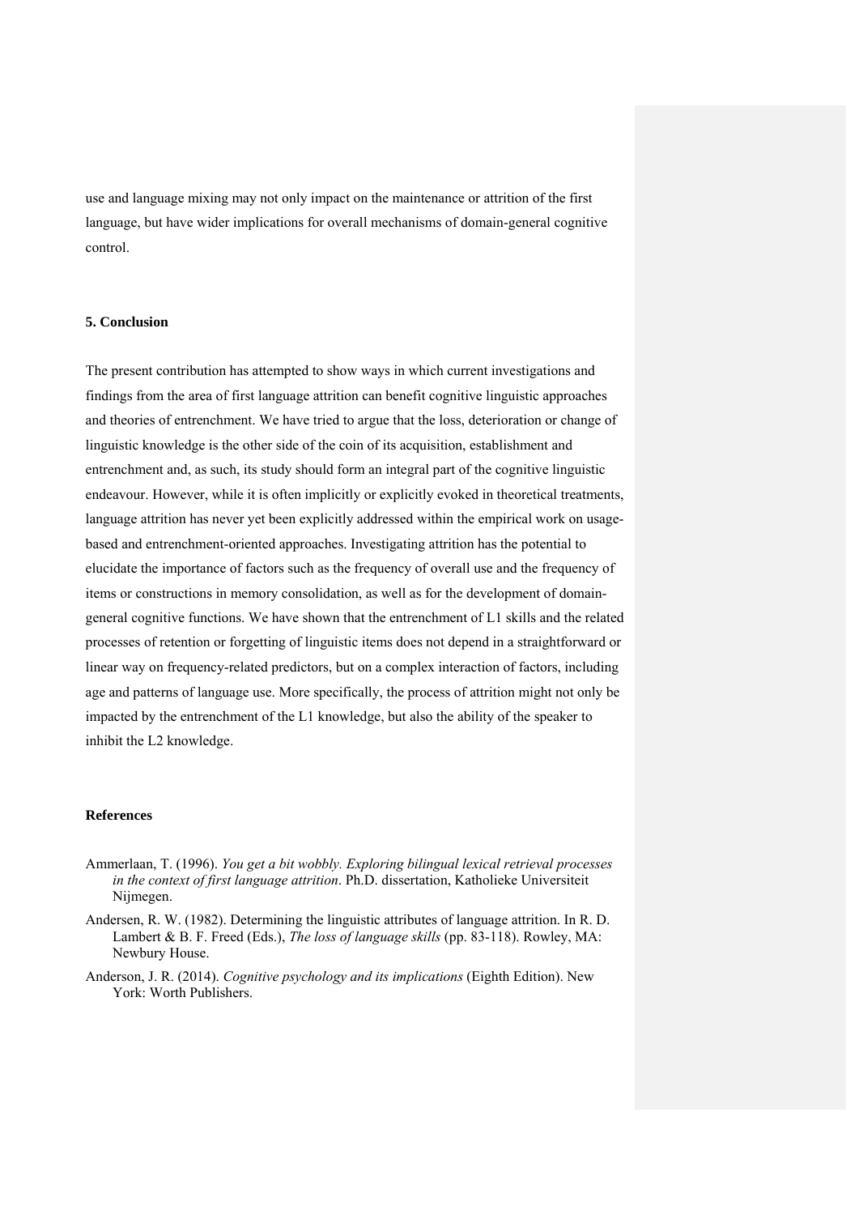use and language mixing may not only impact on the maintenance or attrition of the first language, but have wider implications for overall mechanisms of domain-general cognitive control.

## 5. Conclusion

The present contribution has attempted to show ways in which current investigations and findings from the area of first language attrition can benefit cognitive linguistic approaches and theories of entrenchment. We have tried to argue that the loss, deterioration or change of linguistic knowledge is the other side of the coin of its acquisition, establishment and entrenchment and, as such, its study should form an integral part of the cognitive linguistic endeavour. However, while it is often implicitly or explicitly evoked in theoretical treatments, language attrition has never yet been explicitly addressed within the empirical work on usage-based and entrenchment-oriented approaches. Investigating attrition has the potential to elucidate the importance of factors such as the frequency of overall use and the frequency of items or constructions in memory consolidation, as well as for the development of domain-general cognitive functions. We have shown that the entrenchment of L1 skills and the related processes of retention or forgetting of linguistic items does not depend in a straightforward or linear way on frequency-related predictors, but on a complex interaction of factors, including age and patterns of language use. More specifically, the process of attrition might not only be impacted by the entrenchment of the L1 knowledge, but also the ability of the speaker to inhibit the L2 knowledge.

## References

Ammerlaan, T. (1996). *You get a bit wobbly. Exploring bilingual lexical retrieval processes in the context of first language attrition*. Ph.D. dissertation, Katholieke Universiteit Nijmegen.

Andersen, R. W. (1982). Determining the linguistic attributes of language attrition. In R. D. Lambert & B. F. Freed (Eds.), *The loss of language skills* (pp. 83-118). Rowley, MA: Newbury House.

Anderson, J. R. (2014). *Cognitive psychology and its implications* (Eighth Edition). New York: Worth Publishers.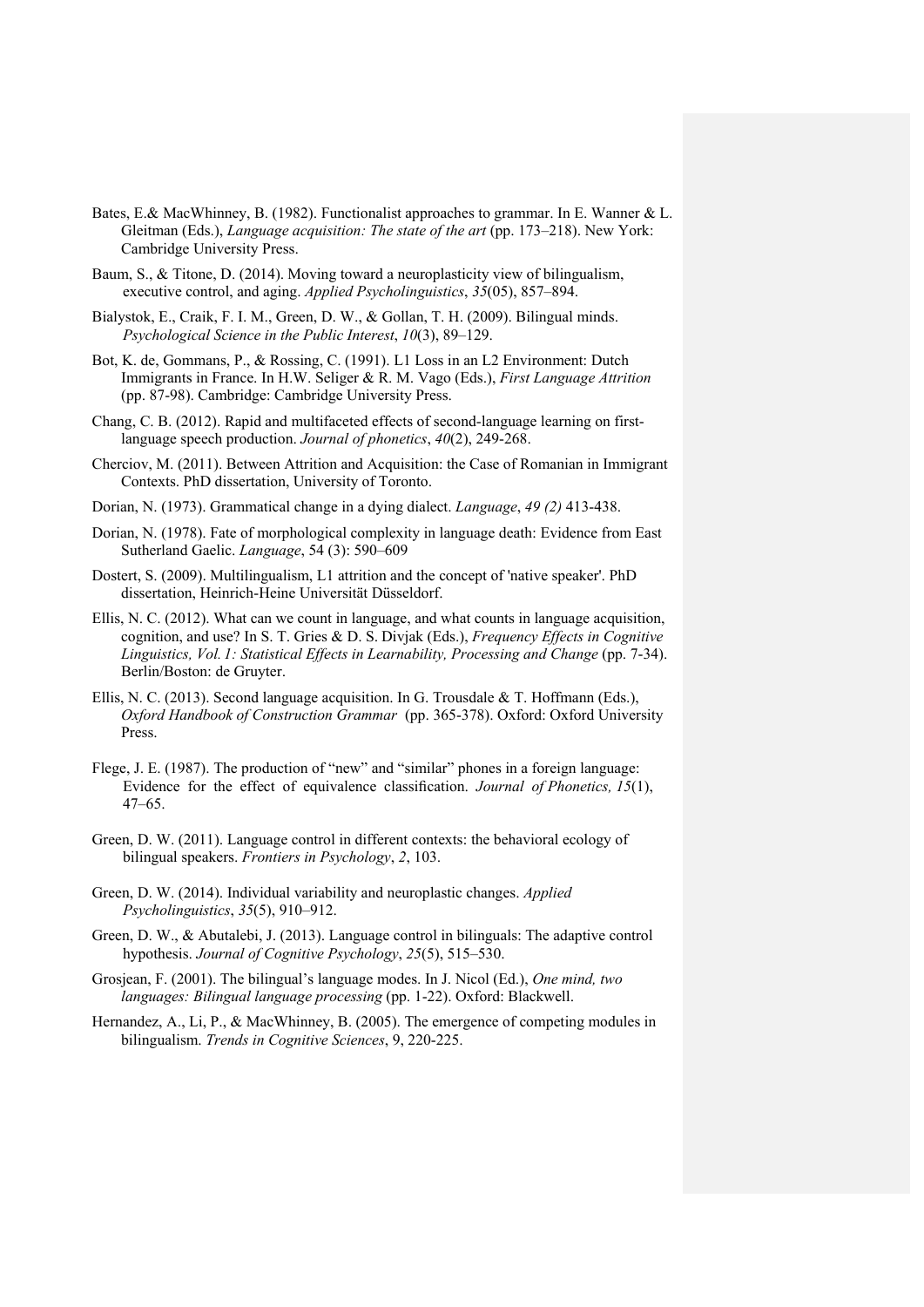Bates, E.& MacWhinney, B. (1982). Functionalist approaches to grammar. In E. Wanner & L. Gleitman (Eds.), *Language acquisition: The state of the art* (pp. 173–218). New York: Cambridge University Press.

Baum, S., & Titone, D. (2014). Moving toward a neuroplasticity view of bilingualism, executive control, and aging. *Applied Psycholinguistics*, *35*(05), 857–894.

Bialystok, E., Craik, F. I. M., Green, D. W., & Gollan, T. H. (2009). Bilingual minds. *Psychological Science in the Public Interest*, *10*(3), 89–129.

Bot, K. de, Gommans, P., & Rossing, C. (1991). L1 Loss in an L2 Environment: Dutch Immigrants in France. In H.W. Seliger & R. M. Vago (Eds.), *First Language Attrition* (pp. 87-98). Cambridge: Cambridge University Press.

Chang, C. B. (2012). Rapid and multifaceted effects of second-language learning on first-language speech production. *Journal of phonetics*, *40*(2), 249-268.

Cherciov, M. (2011). Between Attrition and Acquisition: the Case of Romanian in Immigrant Contexts. PhD dissertation, University of Toronto.

Dorian, N. (1973). Grammatical change in a dying dialect. *Language*, *49 (2)* 413-438.

Dorian, N. (1978). Fate of morphological complexity in language death: Evidence from East Sutherland Gaelic. *Language*, 54 (3): 590–609

Dostert, S. (2009). Multilingualism, L1 attrition and the concept of 'native speaker'. PhD dissertation, Heinrich-Heine Universität Düsseldorf.

Ellis, N. C. (2012). What can we count in language, and what counts in language acquisition, cognition, and use? In S. T. Gries & D. S. Divjak (Eds.), *Frequency Effects in Cognitive Linguistics, Vol. 1: Statistical Effects in Learnability, Processing and Change* (pp. 7-34). Berlin/Boston: de Gruyter.

Ellis, N. C. (2013). Second language acquisition. In G. Trousdale & T. Hoffmann (Eds.), *Oxford Handbook of Construction Grammar* (pp. 365-378). Oxford: Oxford University Press.

Flege, J. E. (1987). The production of "new" and "similar" phones in a foreign language: Evidence for the effect of equivalence classification. *Journal of Phonetics, 15*(1), 47–65.

Green, D. W. (2011). Language control in different contexts: the behavioral ecology of bilingual speakers. *Frontiers in Psychology*, *2*, 103.

Green, D. W. (2014). Individual variability and neuroplastic changes. *Applied Psycholinguistics*, *35*(5), 910–912.

Green, D. W., & Abutalebi, J. (2013). Language control in bilinguals: The adaptive control hypothesis. *Journal of Cognitive Psychology*, *25*(5), 515–530.

Grosjean, F. (2001). The bilingual's language modes. In J. Nicol (Ed.), *One mind, two languages: Bilingual language processing* (pp. 1-22). Oxford: Blackwell.

Hernandez, A., Li, P., & MacWhinney, B. (2005). The emergence of competing modules in bilingualism. *Trends in Cognitive Sciences*, 9, 220-225.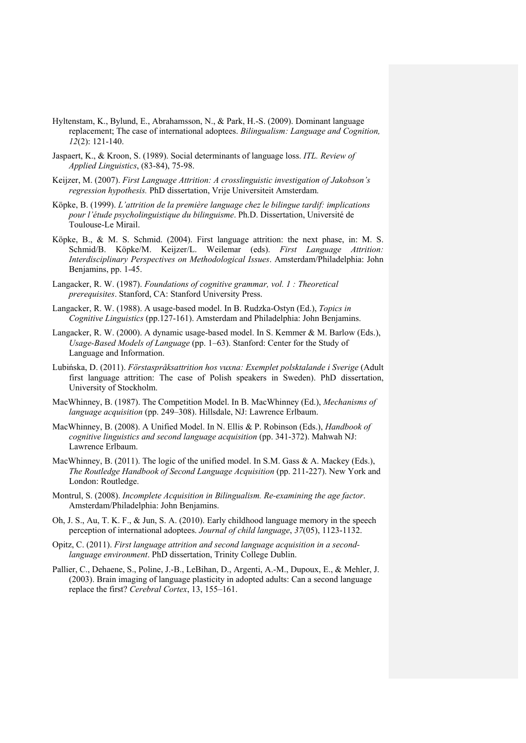Hyltenstam, K., Bylund, E., Abrahamsson, N., & Park, H.-S. (2009). Dominant language replacement; The case of international adoptees. *Bilingualism: Language and Cognition, 12*(2): 121-140.

Jaspaert, K., & Kroon, S. (1989). Social determinants of language loss. *ITL. Review of Applied Linguistics*, (83-84), 75-98.

Keijzer, M. (2007). *First Language Attrition: A crosslinguistic investigation of Jakobson's regression hypothesis.* PhD dissertation, Vrije Universiteit Amsterdam.

Köpke, B. (1999). *L'attrition de la première language chez le bilingue tardif: implications pour l'étude psycholinguistique du bilinguisme*. Ph.D. Dissertation, Université de Toulouse-Le Mirail.

Köpke, B., & M. S. Schmid. (2004). First language attrition: the next phase, in: M. S. Schmid/B. Köpke/M. Keijzer/L. Weilemar (eds). *First Language Attrition: Interdisciplinary Perspectives on Methodological Issues*. Amsterdam/Philadelphia: John Benjamins, pp. 1-45.

Langacker, R. W. (1987). *Foundations of cognitive grammar, vol. 1 : Theoretical prerequisites*. Stanford, CA: Stanford University Press.

Langacker, R. W. (1988). A usage-based model. In B. Rudzka-Ostyn (Ed.), *Topics in Cognitive Linguistics* (pp.127-161). Amsterdam and Philadelphia: John Benjamins.

Langacker, R. W. (2000). A dynamic usage-based model. In S. Kemmer & M. Barlow (Eds.), *Usage-Based Models of Language* (pp. 1–63). Stanford: Center for the Study of Language and Information.

Lubińska, D. (2011). *Förstaspråksattrition hos vuxna: Exemplet polsktalande i Sverige* (Adult first language attrition: The case of Polish speakers in Sweden). PhD dissertation, University of Stockholm.

MacWhinney, B. (1987). The Competition Model. In B. MacWhinney (Ed.), *Mechanisms of language acquisition* (pp. 249–308). Hillsdale, NJ: Lawrence Erlbaum.

MacWhinney, B. (2008). A Unified Model. In N. Ellis & P. Robinson (Eds.), *Handbook of cognitive linguistics and second language acquisition* (pp. 341-372). Mahwah NJ: Lawrence Erlbaum.

MacWhinney, B. (2011). The logic of the unified model. In S.M. Gass & A. Mackey (Eds.), *The Routledge Handbook of Second Language Acquisition* (pp. 211-227). New York and London: Routledge.

Montrul, S. (2008). *Incomplete Acquisition in Bilingualism. Re-examining the age factor*. Amsterdam/Philadelphia: John Benjamins.

Oh, J. S., Au, T. K. F., & Jun, S. A. (2010). Early childhood language memory in the speech perception of international adoptees. *Journal of child language*, *37*(05), 1123-1132.

Opitz, C. (2011). *First language attrition and second language acquisition in a second-language environment*. PhD dissertation, Trinity College Dublin.

Pallier, C., Dehaene, S., Poline, J.-B., LeBihan, D., Argenti, A.-M., Dupoux, E., & Mehler, J. (2003). Brain imaging of language plasticity in adopted adults: Can a second language replace the first? *Cerebral Cortex*, 13, 155–161.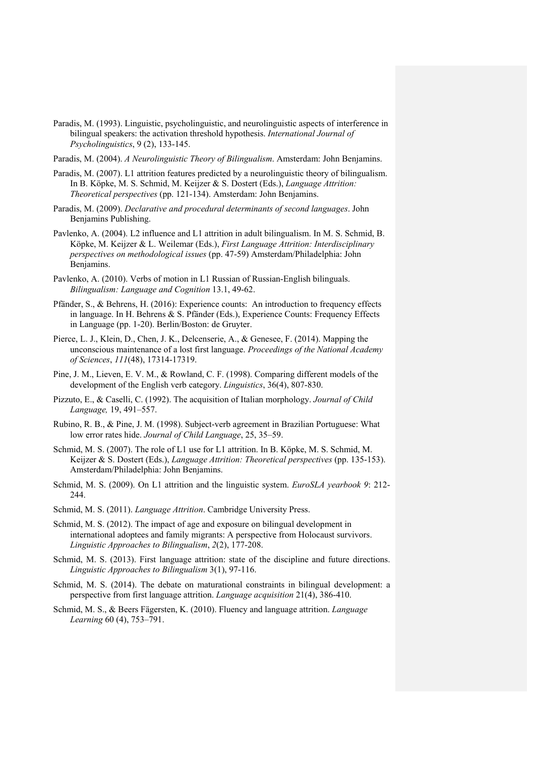Paradis, M. (1993). Linguistic, psycholinguistic, and neurolinguistic aspects of interference in bilingual speakers: the activation threshold hypothesis. *International Journal of Psycholinguistics*, 9 (2), 133-145.

Paradis, M. (2004). *A Neurolinguistic Theory of Bilingualism*. Amsterdam: John Benjamins.

Paradis, M. (2007). L1 attrition features predicted by a neurolinguistic theory of bilingualism. In B. Köpke, M. S. Schmid, M. Keijzer & S. Dostert (Eds.), *Language Attrition: Theoretical perspectives* (pp. 121-134). Amsterdam: John Benjamins.

Paradis, M. (2009). *Declarative and procedural determinants of second languages*. John Benjamins Publishing.

Pavlenko, A. (2004). L2 influence and L1 attrition in adult bilingualism. In M. S. Schmid, B. Köpke, M. Keijzer & L. Weilemar (Eds.), *First Language Attrition: Interdisciplinary perspectives on methodological issues* (pp. 47-59) Amsterdam/Philadelphia: John Benjamins.

Pavlenko, A. (2010). Verbs of motion in L1 Russian of Russian-English bilinguals. *Bilingualism: Language and Cognition* 13.1, 49-62.

Pfänder, S., & Behrens, H. (2016): Experience counts: An introduction to frequency effects in language. In H. Behrens & S. Pfänder (Eds.), Experience Counts: Frequency Effects in Language (pp. 1-20). Berlin/Boston: de Gruyter.

Pierce, L. J., Klein, D., Chen, J. K., Delcenserie, A., & Genesee, F. (2014). Mapping the unconscious maintenance of a lost first language. *Proceedings of the National Academy of Sciences*, *111*(48), 17314-17319.

Pine, J. M., Lieven, E. V. M., & Rowland, C. F. (1998). Comparing different models of the development of the English verb category. *Linguistics*, 36(4), 807-830.

Pizzuto, E., & Caselli, C. (1992). The acquisition of Italian morphology. *Journal of Child Language,* 19, 491–557.

Rubino, R. B., & Pine, J. M. (1998). Subject-verb agreement in Brazilian Portuguese: What low error rates hide. *Journal of Child Language*, 25, 35–59.

Schmid, M. S. (2007). The role of L1 use for L1 attrition. In B. Köpke, M. S. Schmid, M. Keijzer & S. Dostert (Eds.), *Language Attrition: Theoretical perspectives* (pp. 135-153). Amsterdam/Philadelphia: John Benjamins.

Schmid, M. S. (2009). On L1 attrition and the linguistic system. *EuroSLA yearbook 9*: 212-244.

Schmid, M. S. (2011). *Language Attrition*. Cambridge University Press.

Schmid, M. S. (2012). The impact of age and exposure on bilingual development in international adoptees and family migrants: A perspective from Holocaust survivors. *Linguistic Approaches to Bilingualism*, *2*(2), 177-208.

Schmid, M. S. (2013). First language attrition: state of the discipline and future directions. *Linguistic Approaches to Bilingualism* 3(1), 97-116.

Schmid, M. S. (2014). The debate on maturational constraints in bilingual development: a perspective from first language attrition. *Language acquisition* 21(4), 386-410.

Schmid, M. S., & Beers Fägersten, K. (2010). Fluency and language attrition. *Language Learning* 60 (4), 753–791.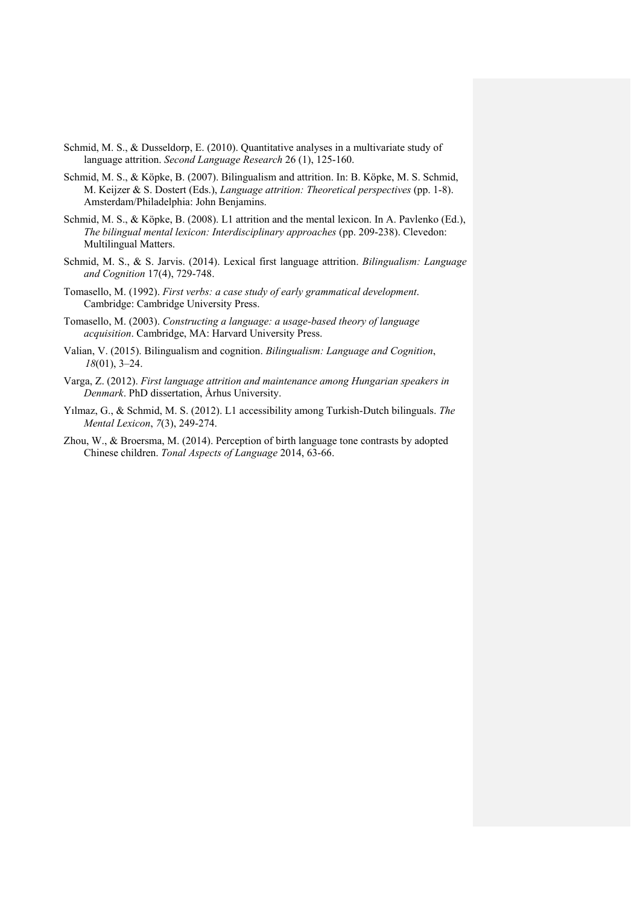Schmid, M. S., & Dusseldorp, E. (2010). Quantitative analyses in a multivariate study of language attrition. *Second Language Research* 26 (1), 125-160.

Schmid, M. S., & Köpke, B. (2007). Bilingualism and attrition. In: B. Köpke, M. S. Schmid, M. Keijzer & S. Dostert (Eds.), *Language attrition: Theoretical perspectives* (pp. 1-8). Amsterdam/Philadelphia: John Benjamins.

Schmid, M. S., & Köpke, B. (2008). L1 attrition and the mental lexicon. In A. Pavlenko (Ed.), *The bilingual mental lexicon: Interdisciplinary approaches* (pp. 209-238). Clevedon: Multilingual Matters.

Schmid, M. S., & S. Jarvis. (2014). Lexical first language attrition. *Bilingualism: Language and Cognition* 17(4), 729-748.

Tomasello, M. (1992). *First verbs: a case study of early grammatical development*. Cambridge: Cambridge University Press.

Tomasello, M. (2003). *Constructing a language: a usage-based theory of language acquisition*. Cambridge, MA: Harvard University Press.

Valian, V. (2015). Bilingualism and cognition. *Bilingualism: Language and Cognition*, *18*(01), 3–24.

Varga, Z. (2012). *First language attrition and maintenance among Hungarian speakers in Denmark*. PhD dissertation, Århus University.

Yılmaz, G., & Schmid, M. S. (2012). L1 accessibility among Turkish-Dutch bilinguals. *The Mental Lexicon*, *7*(3), 249-274.

Zhou, W., & Broersma, M. (2014). Perception of birth language tone contrasts by adopted Chinese children. *Tonal Aspects of Language* 2014, 63-66.